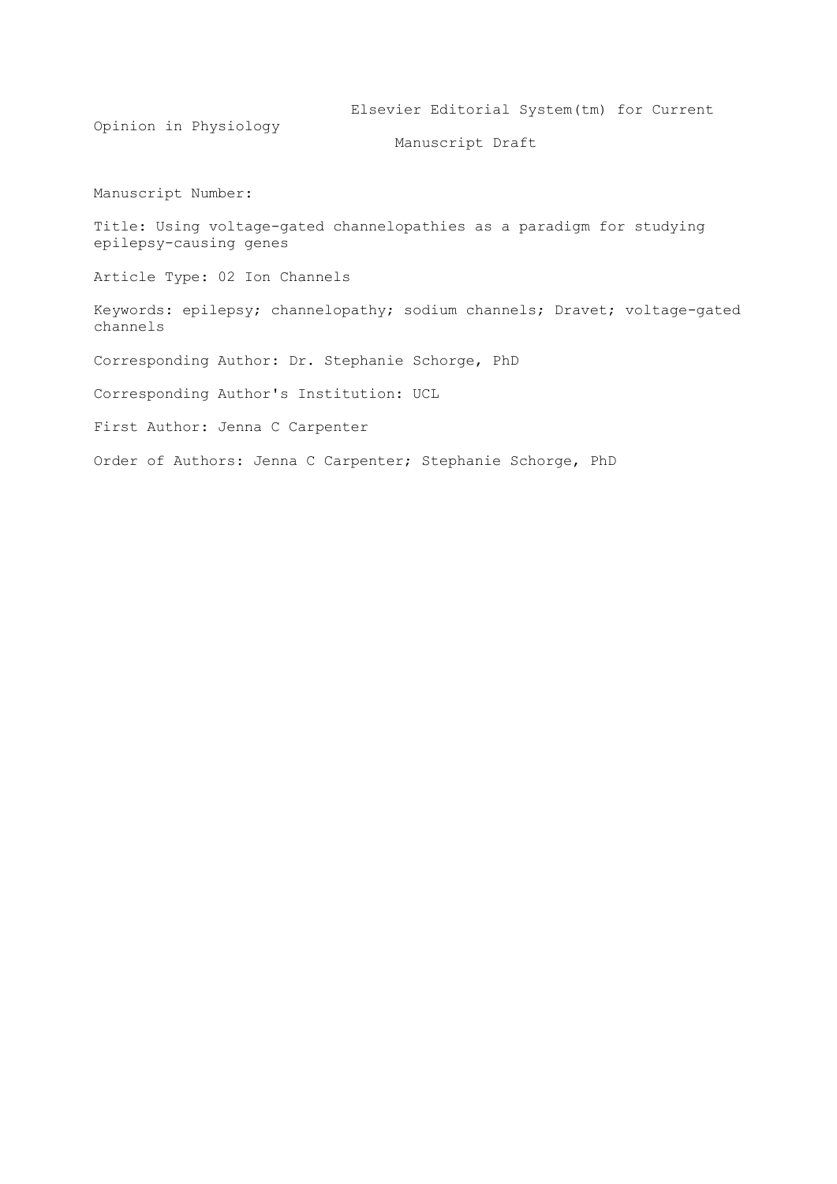Elsevier Editorial System(tm) for Current Opinion in Physiology

Manuscript Draft

Manuscript Number:

Title: Using voltage-gated channelopathies as a paradigm for studying epilepsy-causing genes

Article Type: 02 Ion Channels

Keywords: epilepsy; channelopathy; sodium channels; Dravet; voltage-gated channels

Corresponding Author: Dr. Stephanie Schorge, PhD

Corresponding Author's Institution: UCL

First Author: Jenna C Carpenter

Order of Authors: Jenna C Carpenter; Stephanie Schorge, PhD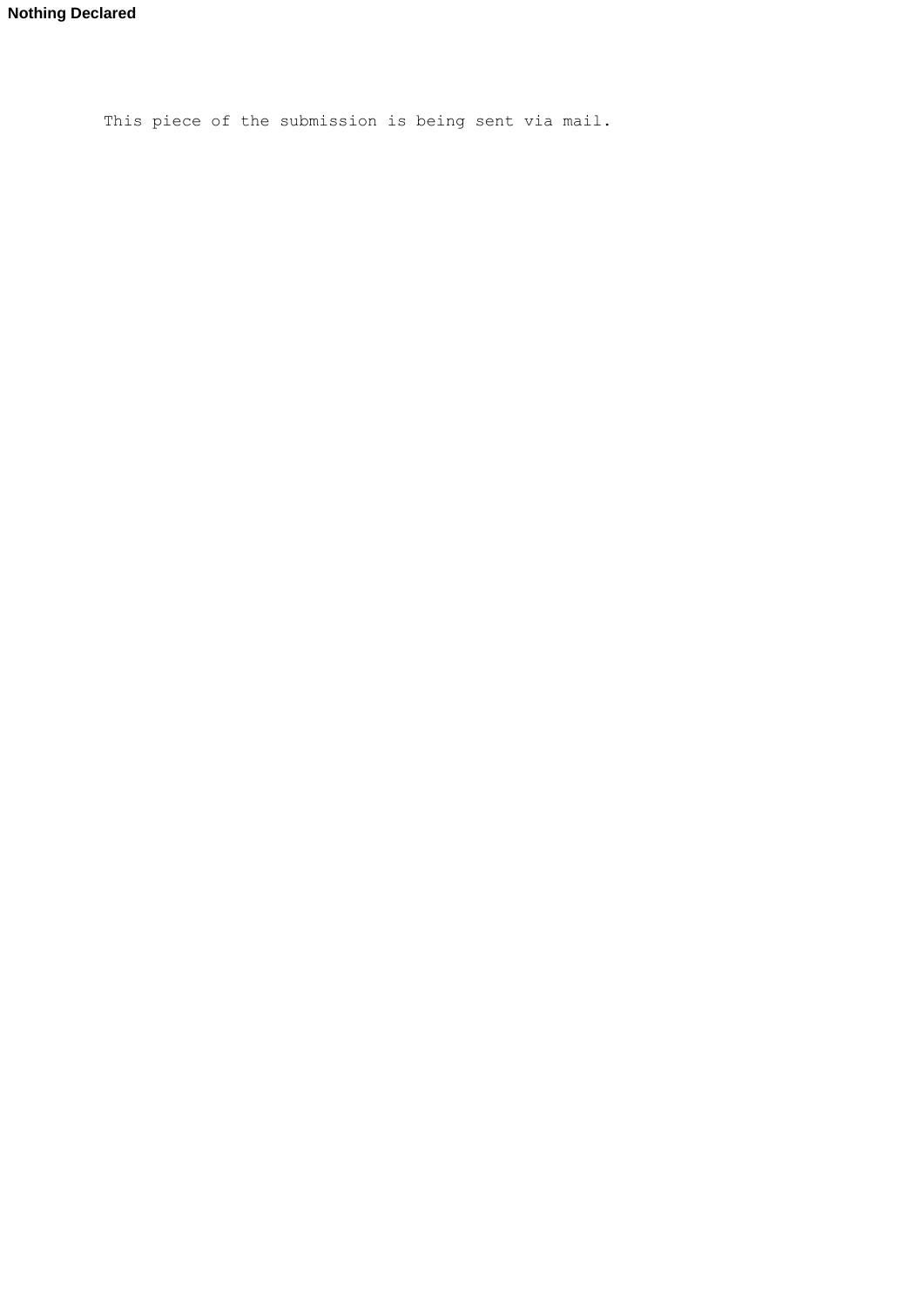**Nothing Declared**

This piece of the submission is being sent via mail.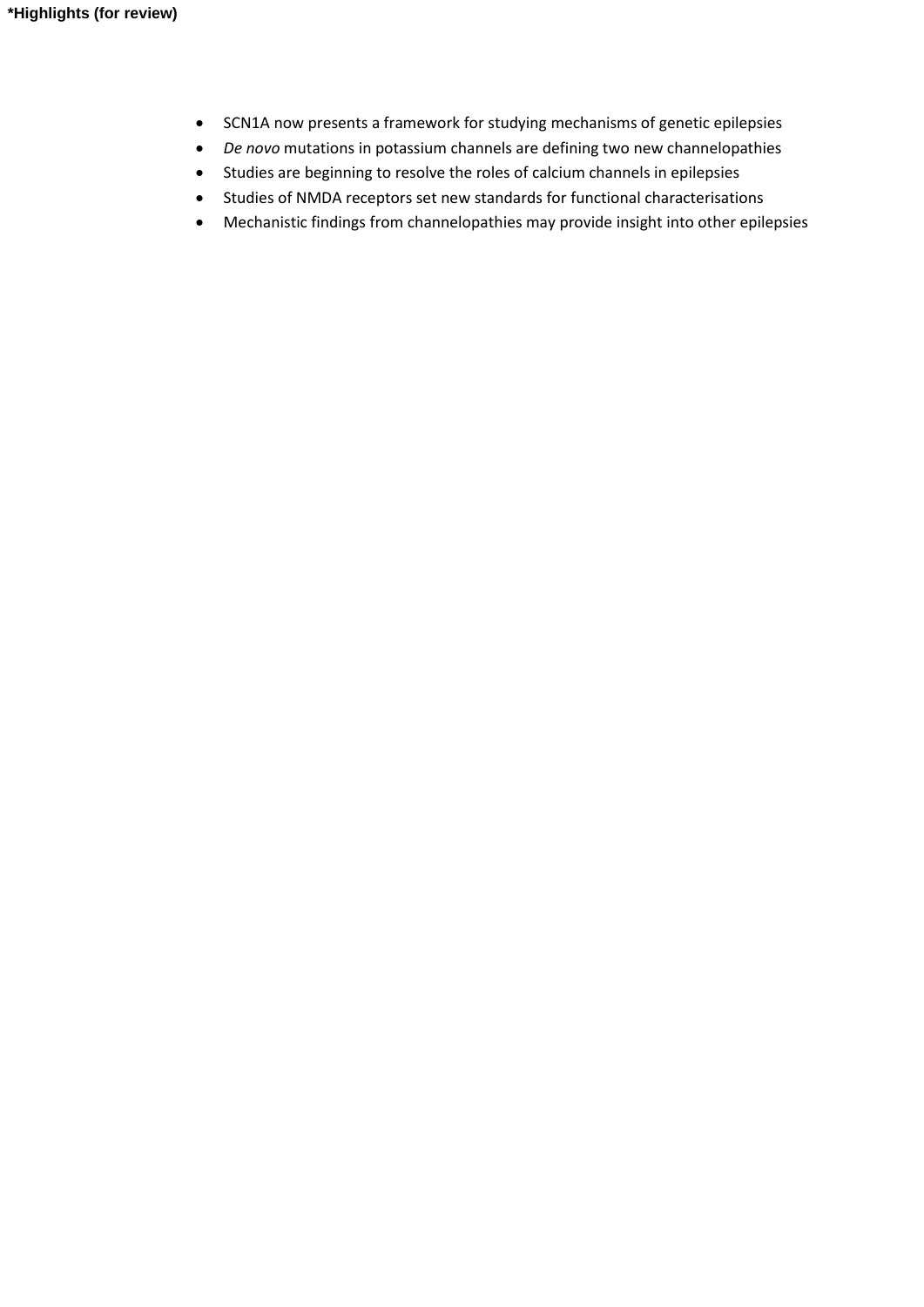**\*Highlights (for review)**

- SCN1A now presents a framework for studying mechanisms of genetic epilepsies
- *De novo* mutations in potassium channels are defining two new channelopathies
- Studies are beginning to resolve the roles of calcium channels in epilepsies
- Studies of NMDA receptors set new standards for functional characterisations
- Mechanistic findings from channelopathies may provide insight into other epilepsies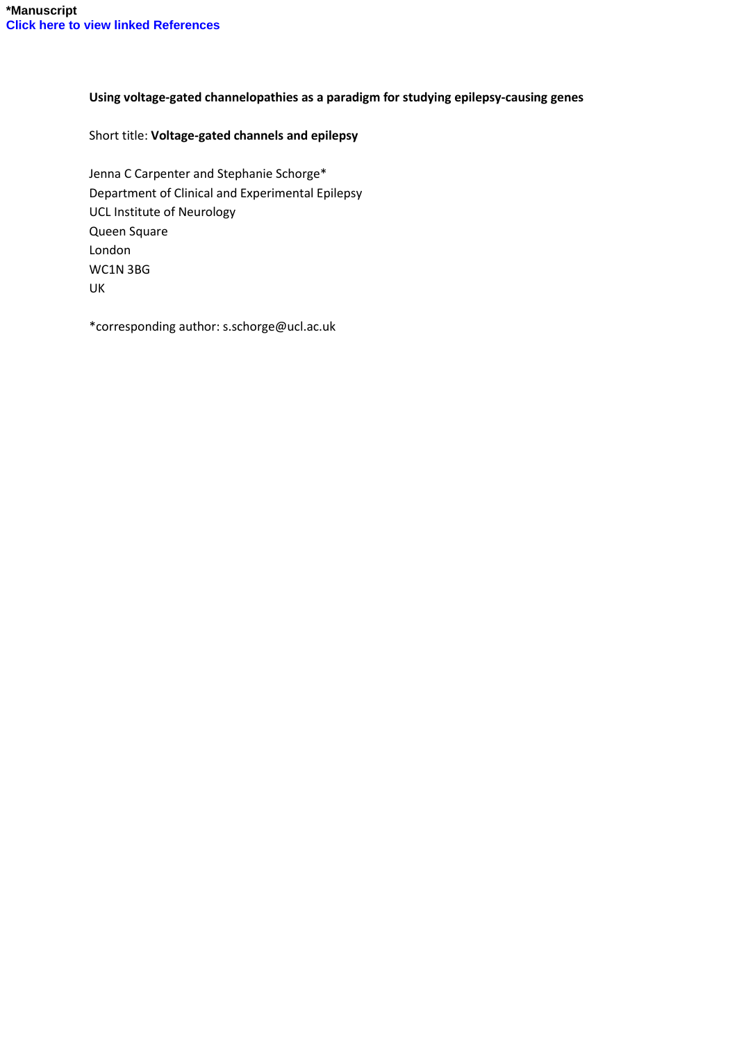*Manuscript

Click here to view linked References

**Using voltage-gated channelopathies as a paradigm for studying epilepsy-causing genes**

Short title: **Voltage-gated channels and epilepsy**

Jenna C Carpenter and Stephanie Schorge*

Department of Clinical and Experimental Epilepsy

UCL Institute of Neurology

Queen Square

London

WC1N 3BG

UK

*corresponding author: s.schorge@ucl.ac.uk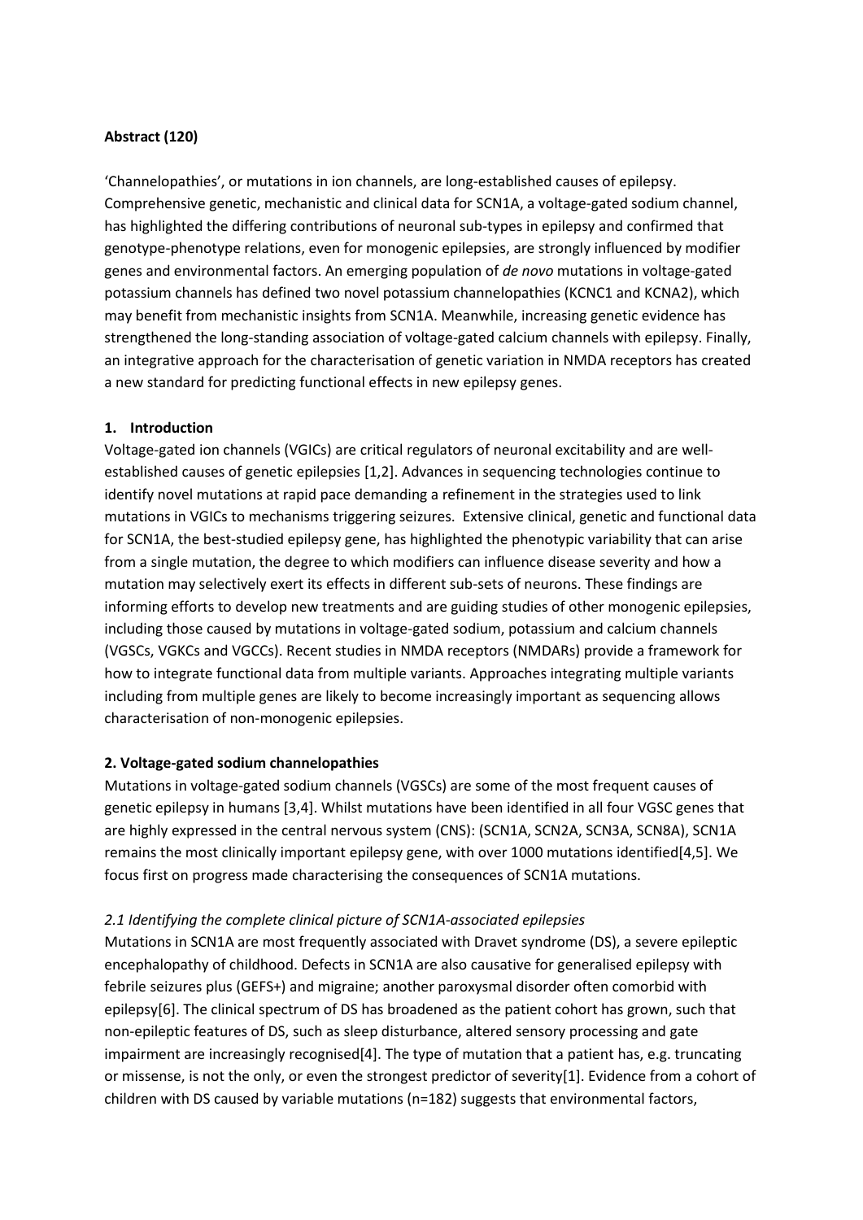**Abstract (120)**

'Channelopathies', or mutations in ion channels, are long-established causes of epilepsy. Comprehensive genetic, mechanistic and clinical data for SCN1A, a voltage-gated sodium channel, has highlighted the differing contributions of neuronal sub-types in epilepsy and confirmed that genotype-phenotype relations, even for monogenic epilepsies, are strongly influenced by modifier genes and environmental factors. An emerging population of *de novo* mutations in voltage-gated potassium channels has defined two novel potassium channelopathies (KCNC1 and KCNA2), which may benefit from mechanistic insights from SCN1A. Meanwhile, increasing genetic evidence has strengthened the long-standing association of voltage-gated calcium channels with epilepsy. Finally, an integrative approach for the characterisation of genetic variation in NMDA receptors has created a new standard for predicting functional effects in new epilepsy genes.

## 1. Introduction

Voltage-gated ion channels (VGICs) are critical regulators of neuronal excitability and are well-established causes of genetic epilepsies [1,2]. Advances in sequencing technologies continue to identify novel mutations at rapid pace demanding a refinement in the strategies used to link mutations in VGICs to mechanisms triggering seizures. Extensive clinical, genetic and functional data for SCN1A, the best-studied epilepsy gene, has highlighted the phenotypic variability that can arise from a single mutation, the degree to which modifiers can influence disease severity and how a mutation may selectively exert its effects in different sub-sets of neurons. These findings are informing efforts to develop new treatments and are guiding studies of other monogenic epilepsies, including those caused by mutations in voltage-gated sodium, potassium and calcium channels (VGSCs, VGKCs and VGCCs). Recent studies in NMDA receptors (NMDARs) provide a framework for how to integrate functional data from multiple variants. Approaches integrating multiple variants including from multiple genes are likely to become increasingly important as sequencing allows characterisation of non-monogenic epilepsies.

## 2. Voltage-gated sodium channelopathies

Mutations in voltage-gated sodium channels (VGSCs) are some of the most frequent causes of genetic epilepsy in humans [3,4]. Whilst mutations have been identified in all four VGSC genes that are highly expressed in the central nervous system (CNS): (SCN1A, SCN2A, SCN3A, SCN8A), SCN1A remains the most clinically important epilepsy gene, with over 1000 mutations identified[4,5]. We focus first on progress made characterising the consequences of SCN1A mutations.

### *2.1 Identifying the complete clinical picture of SCN1A-associated epilepsies*

Mutations in SCN1A are most frequently associated with Dravet syndrome (DS), a severe epileptic encephalopathy of childhood. Defects in SCN1A are also causative for generalised epilepsy with febrile seizures plus (GEFS+) and migraine; another paroxysmal disorder often comorbid with epilepsy[6]. The clinical spectrum of DS has broadened as the patient cohort has grown, such that non-epileptic features of DS, such as sleep disturbance, altered sensory processing and gate impairment are increasingly recognised[4]. The type of mutation that a patient has, e.g. truncating or missense, is not the only, or even the strongest predictor of severity[1]. Evidence from a cohort of children with DS caused by variable mutations (n=182) suggests that environmental factors,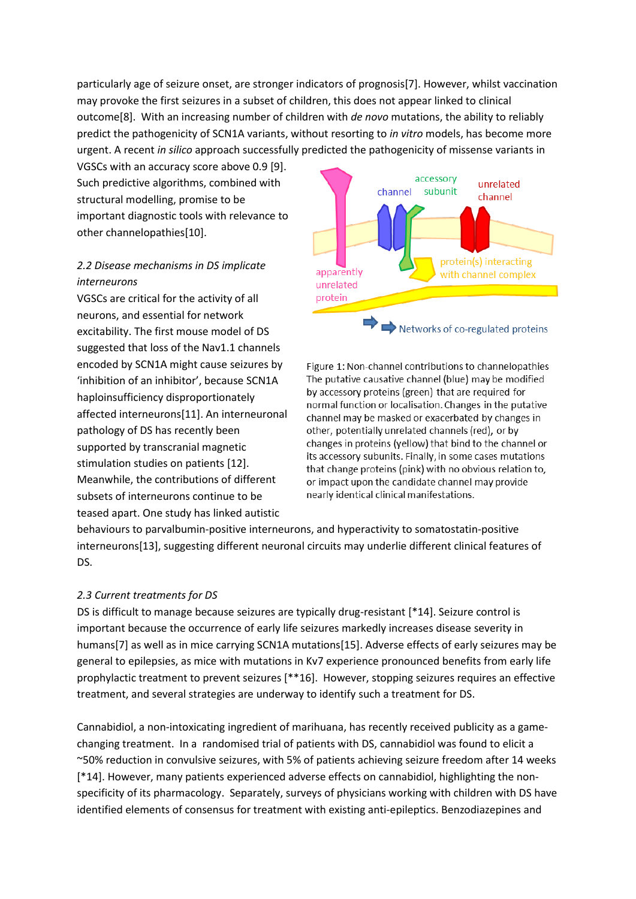particularly age of seizure onset, are stronger indicators of prognosis[7]. However, whilst vaccination may provoke the first seizures in a subset of children, this does not appear linked to clinical outcome[8]. With an increasing number of children with *de novo* mutations, the ability to reliably predict the pathogenicity of SCN1A variants, without resorting to *in vitro* models, has become more urgent. A recent *in silico* approach successfully predicted the pathogenicity of missense variants in VGSCs with an accuracy score above 0.9 [9]. Such predictive algorithms, combined with structural modelling, promise to be important diagnostic tools with relevance to other channelopathies[10].

### *2.2 Disease mechanisms in DS implicate interneurons*

VGSCs are critical for the activity of all neurons, and essential for network excitability. The first mouse model of DS suggested that loss of the Nav1.1 channels encoded by SCN1A might cause seizures by 'inhibition of an inhibitor', because SCN1A haploinsufficiency disproportionately affected interneurons[11]. An interneuronal pathology of DS has recently been supported by transcranial magnetic stimulation studies on patients [12]. Meanwhile, the contributions of different subsets of interneurons continue to be teased apart. One study has linked autistic behaviours to parvalbumin-positive interneurons, and hyperactivity to somatostatin-positive interneurons[13], suggesting different neuronal circuits may underlie different clinical features of DS.

Figure 1: Non-channel contributions to channelopathies
The putative causative channel (blue) may be modified by accessory proteins (green) that are required for normal function or localisation. Changes in the putative channel may be masked or exacerbated by changes in other, potentially unrelated channels (red), or by changes in proteins (yellow) that bind to the channel or its accessory subunits. Finally, in some cases mutations that change proteins (pink) with no obvious relation to, or impact upon the candidate channel may provide nearly identical clinical manifestations.

### *2.3 Current treatments for DS*

DS is difficult to manage because seizures are typically drug-resistant [*14]. Seizure control is important because the occurrence of early life seizures markedly increases disease severity in humans[7] as well as in mice carrying SCN1A mutations[15]. Adverse effects of early seizures may be general to epilepsies, as mice with mutations in Kv7 experience pronounced benefits from early life prophylactic treatment to prevent seizures [**16]. However, stopping seizures requires an effective treatment, and several strategies are underway to identify such a treatment for DS.

Cannabidiol, a non-intoxicating ingredient of marihuana, has recently received publicity as a game-changing treatment. In a randomised trial of patients with DS, cannabidiol was found to elicit a ~50% reduction in convulsive seizures, with 5% of patients achieving seizure freedom after 14 weeks [*14]. However, many patients experienced adverse effects on cannabidiol, highlighting the non-specificity of its pharmacology. Separately, surveys of physicians working with children with DS have identified elements of consensus for treatment with existing anti-epileptics. Benzodiazepines and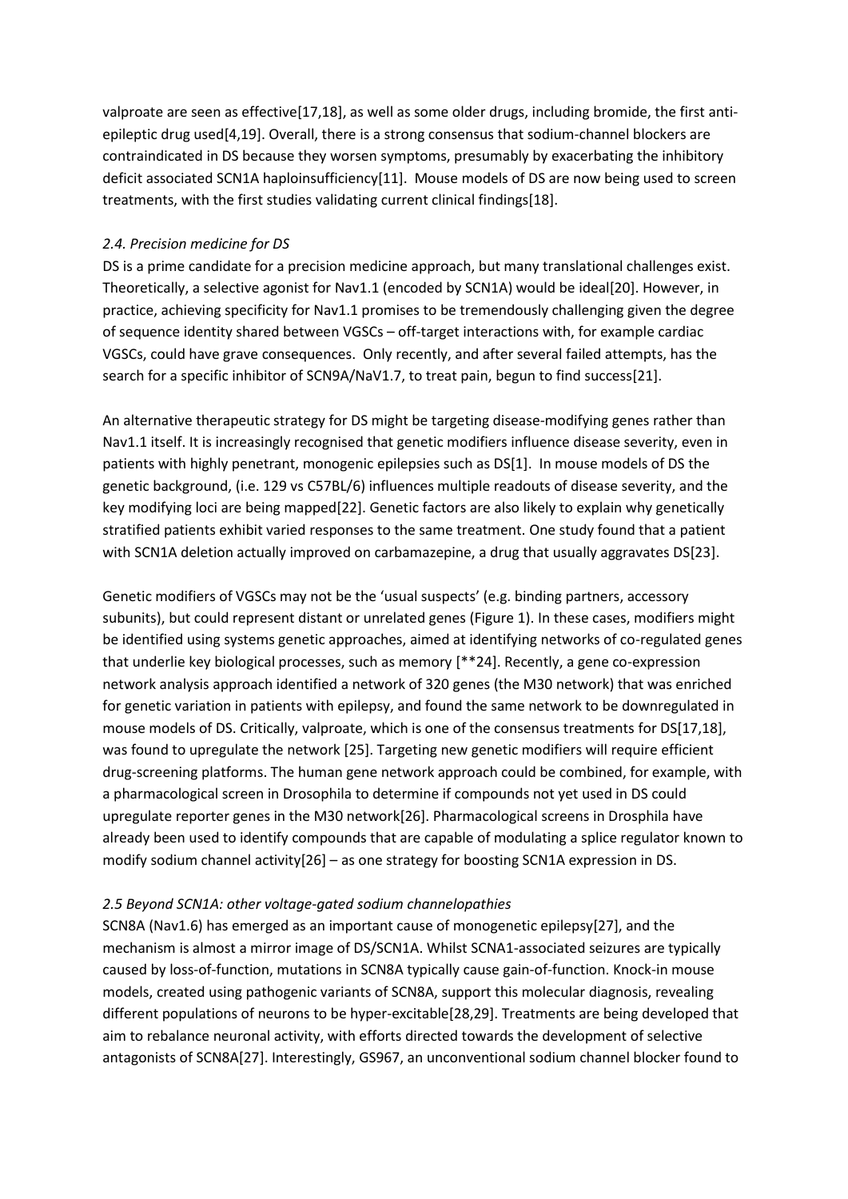valproate are seen as effective[17,18], as well as some older drugs, including bromide, the first anti-epileptic drug used[4,19]. Overall, there is a strong consensus that sodium-channel blockers are contraindicated in DS because they worsen symptoms, presumably by exacerbating the inhibitory deficit associated SCN1A haploinsufficiency[11]. Mouse models of DS are now being used to screen treatments, with the first studies validating current clinical findings[18].

### *2.4. Precision medicine for DS*

DS is a prime candidate for a precision medicine approach, but many translational challenges exist. Theoretically, a selective agonist for Nav1.1 (encoded by SCN1A) would be ideal[20]. However, in practice, achieving specificity for Nav1.1 promises to be tremendously challenging given the degree of sequence identity shared between VGSCs – off-target interactions with, for example cardiac VGSCs, could have grave consequences. Only recently, and after several failed attempts, has the search for a specific inhibitor of SCN9A/NaV1.7, to treat pain, begun to find success[21].

An alternative therapeutic strategy for DS might be targeting disease-modifying genes rather than Nav1.1 itself. It is increasingly recognised that genetic modifiers influence disease severity, even in patients with highly penetrant, monogenic epilepsies such as DS[1]. In mouse models of DS the genetic background, (i.e. 129 vs C57BL/6) influences multiple readouts of disease severity, and the key modifying loci are being mapped[22]. Genetic factors are also likely to explain why genetically stratified patients exhibit varied responses to the same treatment. One study found that a patient with SCN1A deletion actually improved on carbamazepine, a drug that usually aggravates DS[23].

Genetic modifiers of VGSCs may not be the 'usual suspects' (e.g. binding partners, accessory subunits), but could represent distant or unrelated genes (Figure 1). In these cases, modifiers might be identified using systems genetic approaches, aimed at identifying networks of co-regulated genes that underlie key biological processes, such as memory [**24]. Recently, a gene co-expression network analysis approach identified a network of 320 genes (the M30 network) that was enriched for genetic variation in patients with epilepsy, and found the same network to be downregulated in mouse models of DS. Critically, valproate, which is one of the consensus treatments for DS[17,18], was found to upregulate the network [25]. Targeting new genetic modifiers will require efficient drug-screening platforms. The human gene network approach could be combined, for example, with a pharmacological screen in Drosophila to determine if compounds not yet used in DS could upregulate reporter genes in the M30 network[26]. Pharmacological screens in Drosphila have already been used to identify compounds that are capable of modulating a splice regulator known to modify sodium channel activity[26] – as one strategy for boosting SCN1A expression in DS.

### *2.5 Beyond SCN1A: other voltage-gated sodium channelopathies*

SCN8A (Nav1.6) has emerged as an important cause of monogenetic epilepsy[27], and the mechanism is almost a mirror image of DS/SCN1A. Whilst SCNA1-associated seizures are typically caused by loss-of-function, mutations in SCN8A typically cause gain-of-function. Knock-in mouse models, created using pathogenic variants of SCN8A, support this molecular diagnosis, revealing different populations of neurons to be hyper-excitable[28,29]. Treatments are being developed that aim to rebalance neuronal activity, with efforts directed towards the development of selective antagonists of SCN8A[27]. Interestingly, GS967, an unconventional sodium channel blocker found to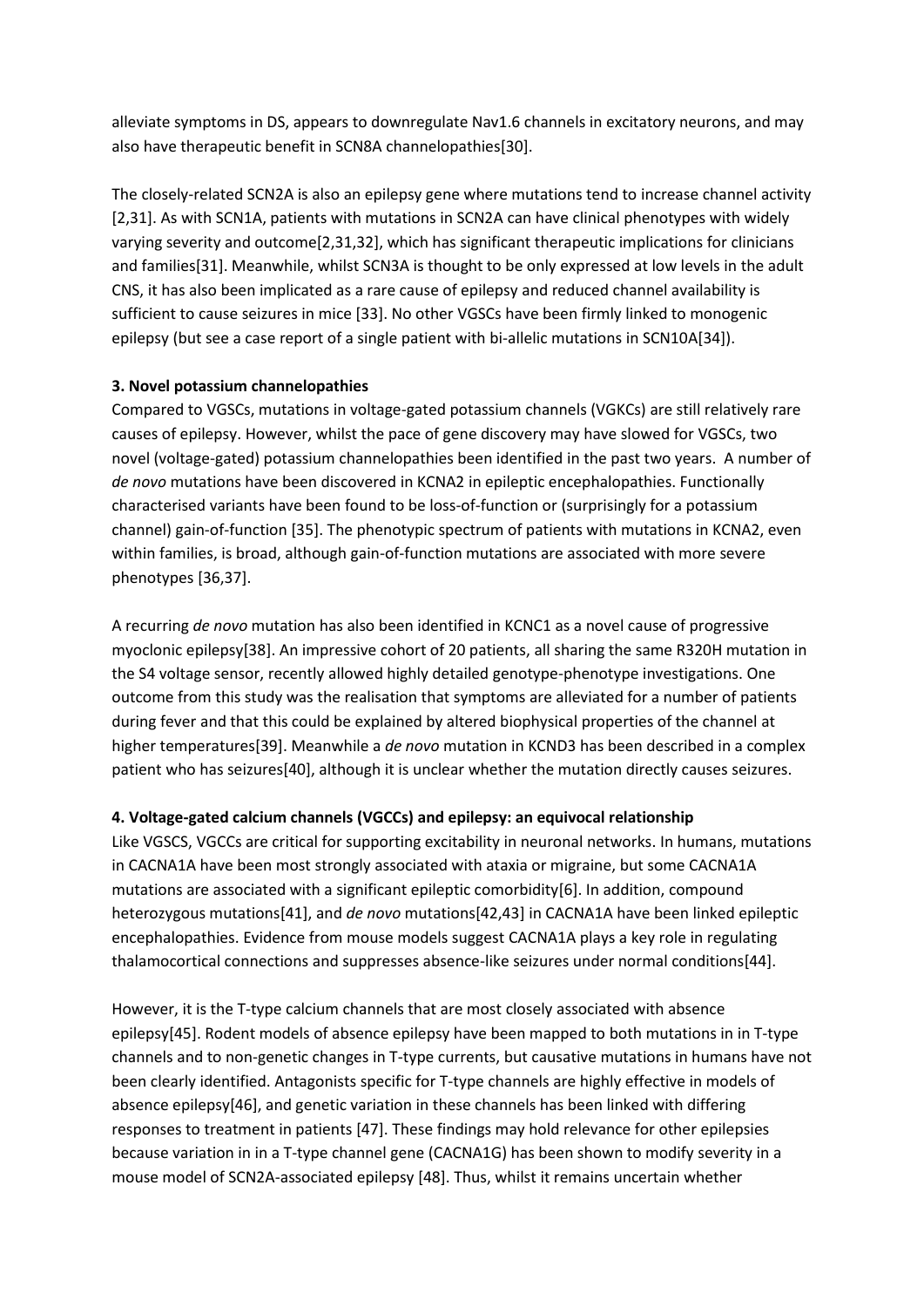alleviate symptoms in DS, appears to downregulate Nav1.6 channels in excitatory neurons, and may also have therapeutic benefit in SCN8A channelopathies[30].

The closely-related SCN2A is also an epilepsy gene where mutations tend to increase channel activity [2,31]. As with SCN1A, patients with mutations in SCN2A can have clinical phenotypes with widely varying severity and outcome[2,31,32], which has significant therapeutic implications for clinicians and families[31]. Meanwhile, whilst SCN3A is thought to be only expressed at low levels in the adult CNS, it has also been implicated as a rare cause of epilepsy and reduced channel availability is sufficient to cause seizures in mice [33]. No other VGSCs have been firmly linked to monogenic epilepsy (but see a case report of a single patient with bi-allelic mutations in SCN10A[34]).

**3. Novel potassium channelopathies**

Compared to VGSCs, mutations in voltage-gated potassium channels (VGKCs) are still relatively rare causes of epilepsy. However, whilst the pace of gene discovery may have slowed for VGSCs, two novel (voltage-gated) potassium channelopathies been identified in the past two years. A number of *de novo* mutations have been discovered in KCNA2 in epileptic encephalopathies. Functionally characterised variants have been found to be loss-of-function or (surprisingly for a potassium channel) gain-of-function [35]. The phenotypic spectrum of patients with mutations in KCNA2, even within families, is broad, although gain-of-function mutations are associated with more severe phenotypes [36,37].

A recurring *de novo* mutation has also been identified in KCNC1 as a novel cause of progressive myoclonic epilepsy[38]. An impressive cohort of 20 patients, all sharing the same R320H mutation in the S4 voltage sensor, recently allowed highly detailed genotype-phenotype investigations. One outcome from this study was the realisation that symptoms are alleviated for a number of patients during fever and that this could be explained by altered biophysical properties of the channel at higher temperatures[39]. Meanwhile a *de novo* mutation in KCND3 has been described in a complex patient who has seizures[40], although it is unclear whether the mutation directly causes seizures.

**4. Voltage-gated calcium channels (VGCCs) and epilepsy: an equivocal relationship**

Like VGSCS, VGCCs are critical for supporting excitability in neuronal networks. In humans, mutations in CACNA1A have been most strongly associated with ataxia or migraine, but some CACNA1A mutations are associated with a significant epileptic comorbidity[6]. In addition, compound heterozygous mutations[41], and *de novo* mutations[42,43] in CACNA1A have been linked epileptic encephalopathies. Evidence from mouse models suggest CACNA1A plays a key role in regulating thalamocortical connections and suppresses absence-like seizures under normal conditions[44].

However, it is the T-type calcium channels that are most closely associated with absence epilepsy[45]. Rodent models of absence epilepsy have been mapped to both mutations in in T-type channels and to non-genetic changes in T-type currents, but causative mutations in humans have not been clearly identified. Antagonists specific for T-type channels are highly effective in models of absence epilepsy[46], and genetic variation in these channels has been linked with differing responses to treatment in patients [47]. These findings may hold relevance for other epilepsies because variation in in a T-type channel gene (CACNA1G) has been shown to modify severity in a mouse model of SCN2A-associated epilepsy [48]. Thus, whilst it remains uncertain whether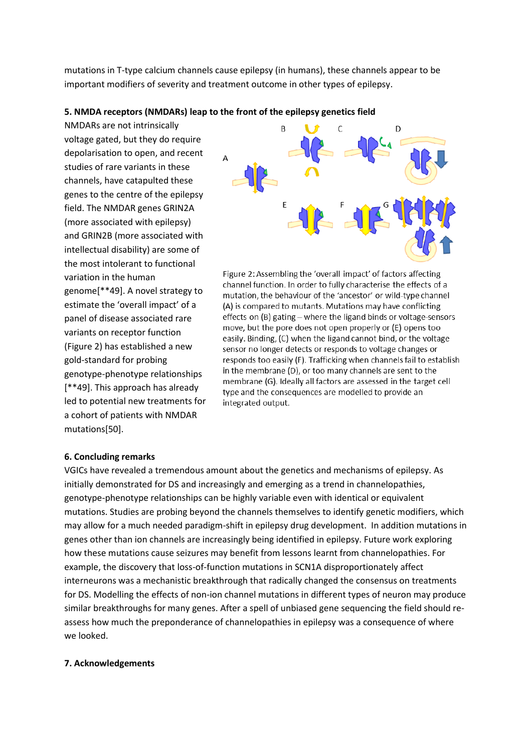mutations in T-type calcium channels cause epilepsy (in humans), these channels appear to be important modifiers of severity and treatment outcome in other types of epilepsy.

**5. NMDA receptors (NMDARs) leap to the front of the epilepsy genetics field**

NMDARs are not intrinsically voltage gated, but they do require depolarisation to open, and recent studies of rare variants in these channels, have catapulted these genes to the centre of the epilepsy field. The NMDAR genes GRIN2A (more associated with epilepsy) and GRIN2B (more associated with intellectual disability) are some of the most intolerant to functional variation in the human genome[**49]. A novel strategy to estimate the 'overall impact' of a panel of disease associated rare variants on receptor function (Figure 2) has established a new gold-standard for probing genotype-phenotype relationships [**49]. This approach has already led to potential new treatments for a cohort of patients with NMDAR mutations[50].

Figure 2: Assembling the 'overall impact' of factors affecting channel function. In order to fully characterise the effects of a mutation, the behaviour of the 'ancestor' or wild-type channel (A) is compared to mutants. Mutations may have conflicting effects on (B) gating – where the ligand binds or voltage-sensors move, but the pore does not open properly or (E) opens too easily. Binding, (C) when the ligand cannot bind, or the voltage sensor no longer detects or responds to voltage changes or responds too easily (F). Trafficking when channels fail to establish in the membrane (D), or too many channels are sent to the membrane (G). Ideally all factors are assessed in the target cell type and the consequences are modelled to provide an integrated output.

**6. Concluding remarks**

VGICs have revealed a tremendous amount about the genetics and mechanisms of epilepsy. As initially demonstrated for DS and increasingly and emerging as a trend in channelopathies, genotype-phenotype relationships can be highly variable even with identical or equivalent mutations. Studies are probing beyond the channels themselves to identify genetic modifiers, which may allow for a much needed paradigm-shift in epilepsy drug development. In addition mutations in genes other than ion channels are increasingly being identified in epilepsy. Future work exploring how these mutations cause seizures may benefit from lessons learnt from channelopathies. For example, the discovery that loss-of-function mutations in SCN1A disproportionately affect interneurons was a mechanistic breakthrough that radically changed the consensus on treatments for DS. Modelling the effects of non-ion channel mutations in different types of neuron may produce similar breakthroughs for many genes. After a spell of unbiased gene sequencing the field should re-assess how much the preponderance of channelopathies in epilepsy was a consequence of where we looked.

**7. Acknowledgements**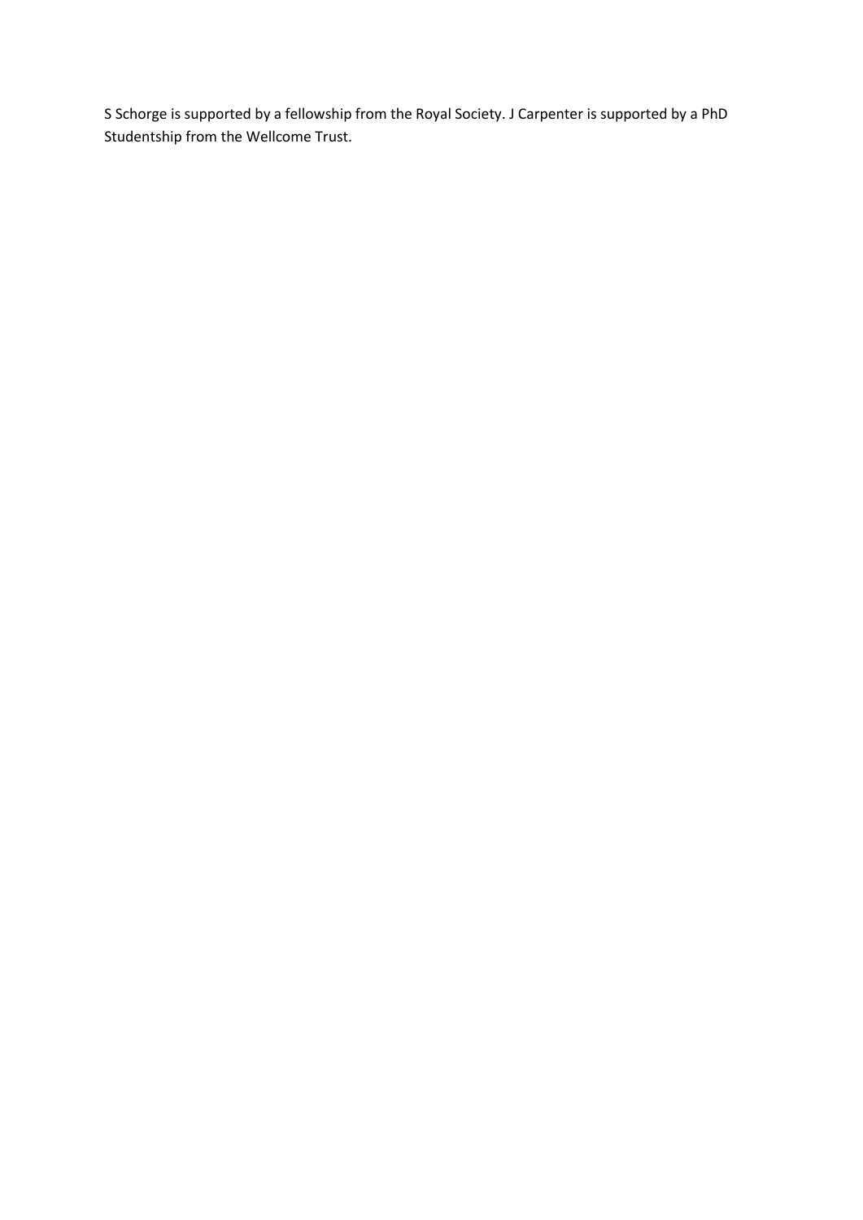S Schorge is supported by a fellowship from the Royal Society. J Carpenter is supported by a PhD Studentship from the Wellcome Trust.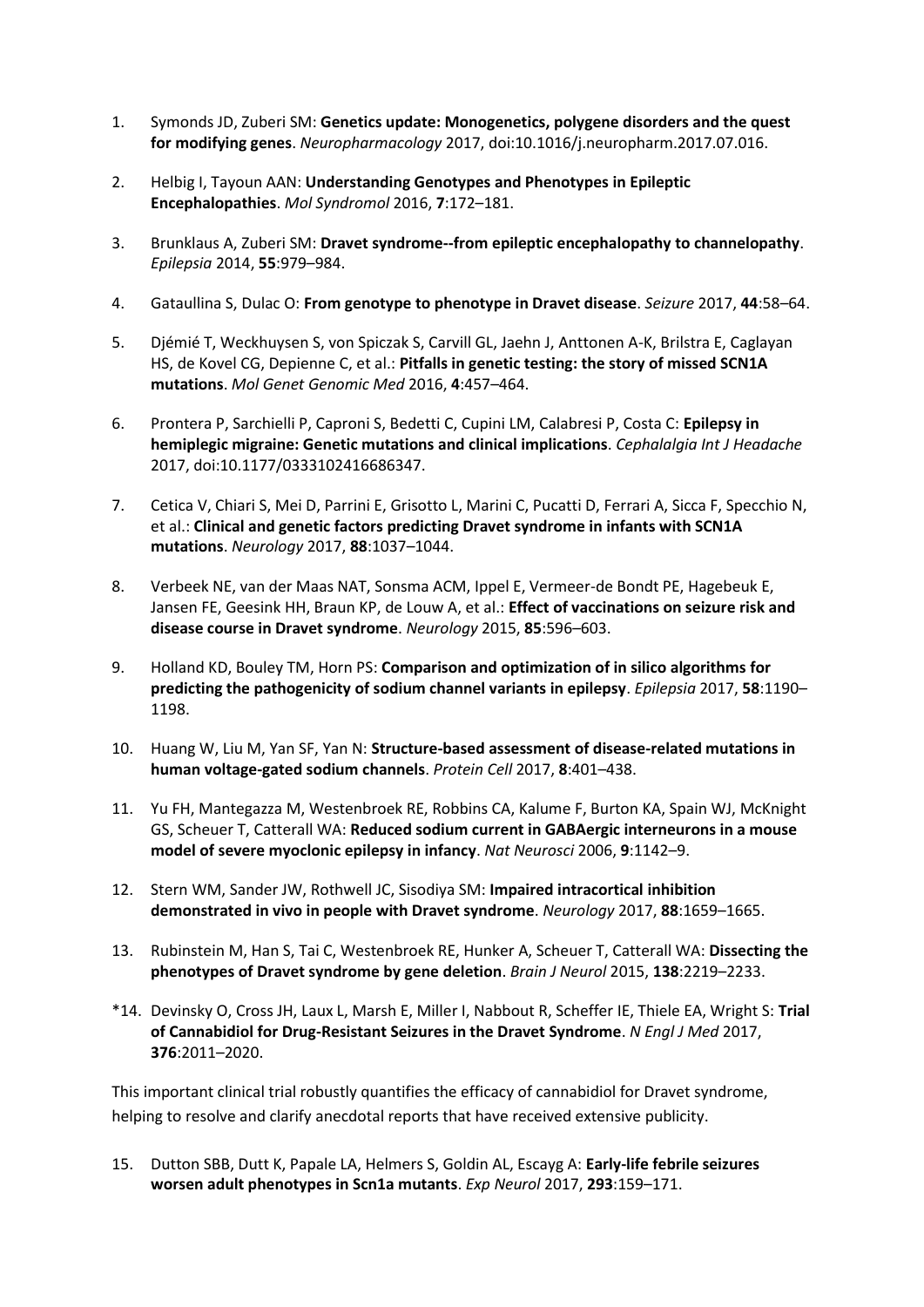1. Symonds JD, Zuberi SM: **Genetics update: Monogenetics, polygene disorders and the quest for modifying genes**. *Neuropharmacology* 2017, doi:10.1016/j.neuropharm.2017.07.016.

2. Helbig I, Tayoun AAN: **Understanding Genotypes and Phenotypes in Epileptic Encephalopathies**. *Mol Syndromol* 2016, **7**:172–181.

3. Brunklaus A, Zuberi SM: **Dravet syndrome--from epileptic encephalopathy to channelopathy**. *Epilepsia* 2014, **55**:979–984.

4. Gataullina S, Dulac O: **From genotype to phenotype in Dravet disease**. *Seizure* 2017, **44**:58–64.

5. Djémié T, Weckhuysen S, von Spiczak S, Carvill GL, Jaehn J, Anttonen A-K, Brilstra E, Caglayan HS, de Kovel CG, Depienne C, et al.: **Pitfalls in genetic testing: the story of missed SCN1A mutations**. *Mol Genet Genomic Med* 2016, **4**:457–464.

6. Prontera P, Sarchielli P, Caproni S, Bedetti C, Cupini LM, Calabresi P, Costa C: **Epilepsy in hemiplegic migraine: Genetic mutations and clinical implications**. *Cephalalgia Int J Headache* 2017, doi:10.1177/0333102416686347.

7. Cetica V, Chiari S, Mei D, Parrini E, Grisotto L, Marini C, Pucatti D, Ferrari A, Sicca F, Specchio N, et al.: **Clinical and genetic factors predicting Dravet syndrome in infants with SCN1A mutations**. *Neurology* 2017, **88**:1037–1044.

8. Verbeek NE, van der Maas NAT, Sonsma ACM, Ippel E, Vermeer-de Bondt PE, Hagebeuk E, Jansen FE, Geesink HH, Braun KP, de Louw A, et al.: **Effect of vaccinations on seizure risk and disease course in Dravet syndrome**. *Neurology* 2015, **85**:596–603.

9. Holland KD, Bouley TM, Horn PS: **Comparison and optimization of in silico algorithms for predicting the pathogenicity of sodium channel variants in epilepsy**. *Epilepsia* 2017, **58**:1190–1198.

10. Huang W, Liu M, Yan SF, Yan N: **Structure-based assessment of disease-related mutations in human voltage-gated sodium channels**. *Protein Cell* 2017, **8**:401–438.

11. Yu FH, Mantegazza M, Westenbroek RE, Robbins CA, Kalume F, Burton KA, Spain WJ, McKnight GS, Scheuer T, Catterall WA: **Reduced sodium current in GABAergic interneurons in a mouse model of severe myoclonic epilepsy in infancy**. *Nat Neurosci* 2006, **9**:1142–9.

12. Stern WM, Sander JW, Rothwell JC, Sisodiya SM: **Impaired intracortical inhibition demonstrated in vivo in people with Dravet syndrome**. *Neurology* 2017, **88**:1659–1665.

13. Rubinstein M, Han S, Tai C, Westenbroek RE, Hunker A, Scheuer T, Catterall WA: **Dissecting the phenotypes of Dravet syndrome by gene deletion**. *Brain J Neurol* 2015, **138**:2219–2233.

*14. Devinsky O, Cross JH, Laux L, Marsh E, Miller I, Nabbout R, Scheffer IE, Thiele EA, Wright S: **Trial of Cannabidiol for Drug-Resistant Seizures in the Dravet Syndrome**. *N Engl J Med* 2017, **376**:2011–2020.

This important clinical trial robustly quantifies the efficacy of cannabidiol for Dravet syndrome, helping to resolve and clarify anecdotal reports that have received extensive publicity.

15. Dutton SBB, Dutt K, Papale LA, Helmers S, Goldin AL, Escayg A: **Early-life febrile seizures worsen adult phenotypes in Scn1a mutants**. *Exp Neurol* 2017, **293**:159–171.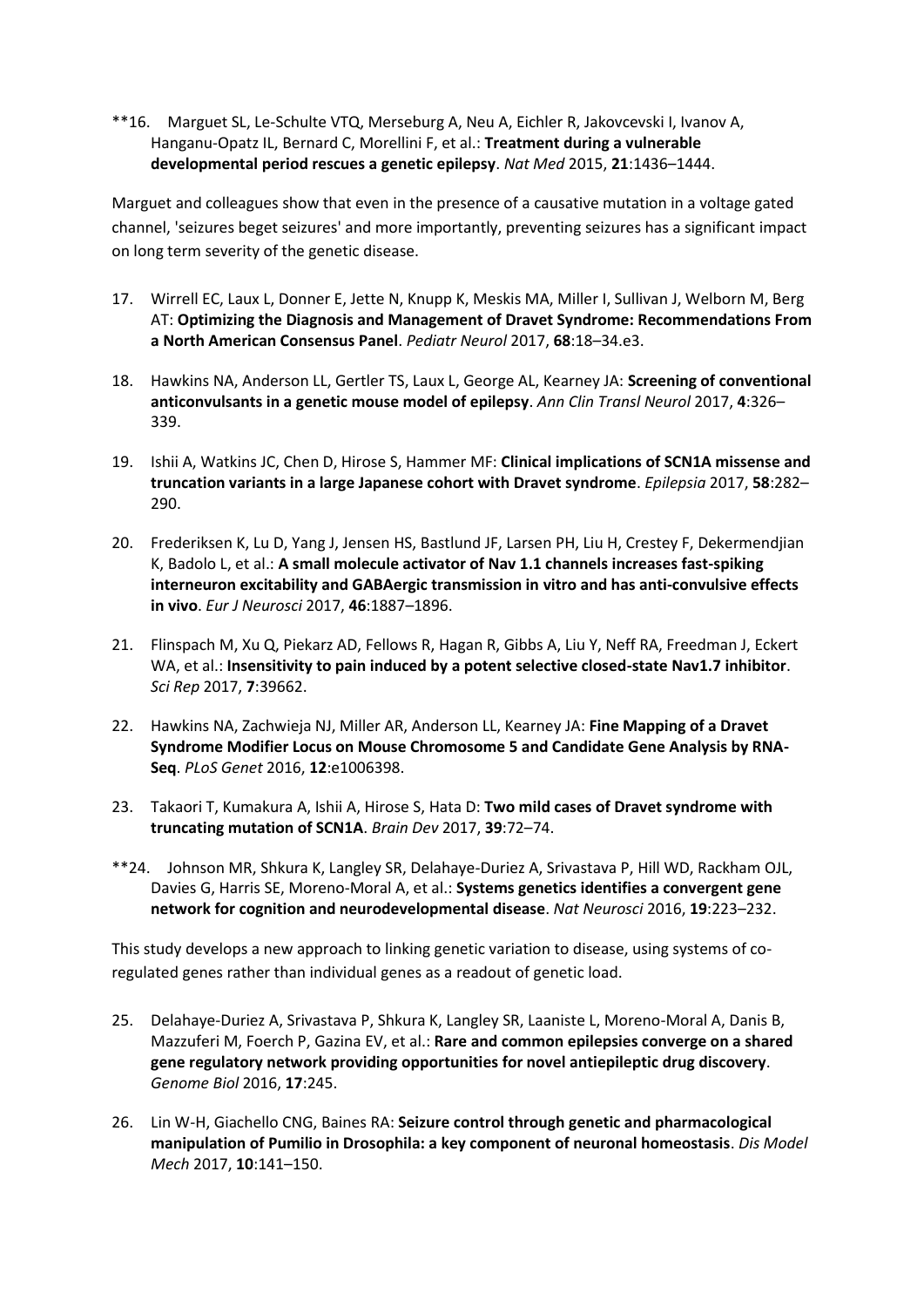**16. Marguet SL, Le-Schulte VTQ, Merseburg A, Neu A, Eichler R, Jakovcevski I, Ivanov A, Hanganu-Opatz IL, Bernard C, Morellini F, et al.: **Treatment during a vulnerable developmental period rescues a genetic epilepsy**. *Nat Med* 2015, **21**:1436–1444.

Marguet and colleagues show that even in the presence of a causative mutation in a voltage gated channel, 'seizures beget seizures' and more importantly, preventing seizures has a significant impact on long term severity of the genetic disease.

17. Wirrell EC, Laux L, Donner E, Jette N, Knupp K, Meskis MA, Miller I, Sullivan J, Welborn M, Berg AT: **Optimizing the Diagnosis and Management of Dravet Syndrome: Recommendations From a North American Consensus Panel**. *Pediatr Neurol* 2017, **68**:18–34.e3.

18. Hawkins NA, Anderson LL, Gertler TS, Laux L, George AL, Kearney JA: **Screening of conventional anticonvulsants in a genetic mouse model of epilepsy**. *Ann Clin Transl Neurol* 2017, **4**:326–339.

19. Ishii A, Watkins JC, Chen D, Hirose S, Hammer MF: **Clinical implications of SCN1A missense and truncation variants in a large Japanese cohort with Dravet syndrome**. *Epilepsia* 2017, **58**:282–290.

20. Frederiksen K, Lu D, Yang J, Jensen HS, Bastlund JF, Larsen PH, Liu H, Crestey F, Dekermendjian K, Badolo L, et al.: **A small molecule activator of Nav 1.1 channels increases fast-spiking interneuron excitability and GABAergic transmission in vitro and has anti-convulsive effects in vivo**. *Eur J Neurosci* 2017, **46**:1887–1896.

21. Flinspach M, Xu Q, Piekarz AD, Fellows R, Hagan R, Gibbs A, Liu Y, Neff RA, Freedman J, Eckert WA, et al.: **Insensitivity to pain induced by a potent selective closed-state Nav1.7 inhibitor**. *Sci Rep* 2017, **7**:39662.

22. Hawkins NA, Zachwieja NJ, Miller AR, Anderson LL, Kearney JA: **Fine Mapping of a Dravet Syndrome Modifier Locus on Mouse Chromosome 5 and Candidate Gene Analysis by RNA-Seq**. *PLoS Genet* 2016, **12**:e1006398.

23. Takaori T, Kumakura A, Ishii A, Hirose S, Hata D: **Two mild cases of Dravet syndrome with truncating mutation of SCN1A**. *Brain Dev* 2017, **39**:72–74.

**24. Johnson MR, Shkura K, Langley SR, Delahaye-Duriez A, Srivastava P, Hill WD, Rackham OJL, Davies G, Harris SE, Moreno-Moral A, et al.: **Systems genetics identifies a convergent gene network for cognition and neurodevelopmental disease**. *Nat Neurosci* 2016, **19**:223–232.

This study develops a new approach to linking genetic variation to disease, using systems of co-regulated genes rather than individual genes as a readout of genetic load.

25. Delahaye-Duriez A, Srivastava P, Shkura K, Langley SR, Laaniste L, Moreno-Moral A, Danis B, Mazzuferi M, Foerch P, Gazina EV, et al.: **Rare and common epilepsies converge on a shared gene regulatory network providing opportunities for novel antiepileptic drug discovery**. *Genome Biol* 2016, **17**:245.

26. Lin W-H, Giachello CNG, Baines RA: **Seizure control through genetic and pharmacological manipulation of Pumilio in Drosophila: a key component of neuronal homeostasis**. *Dis Model Mech* 2017, **10**:141–150.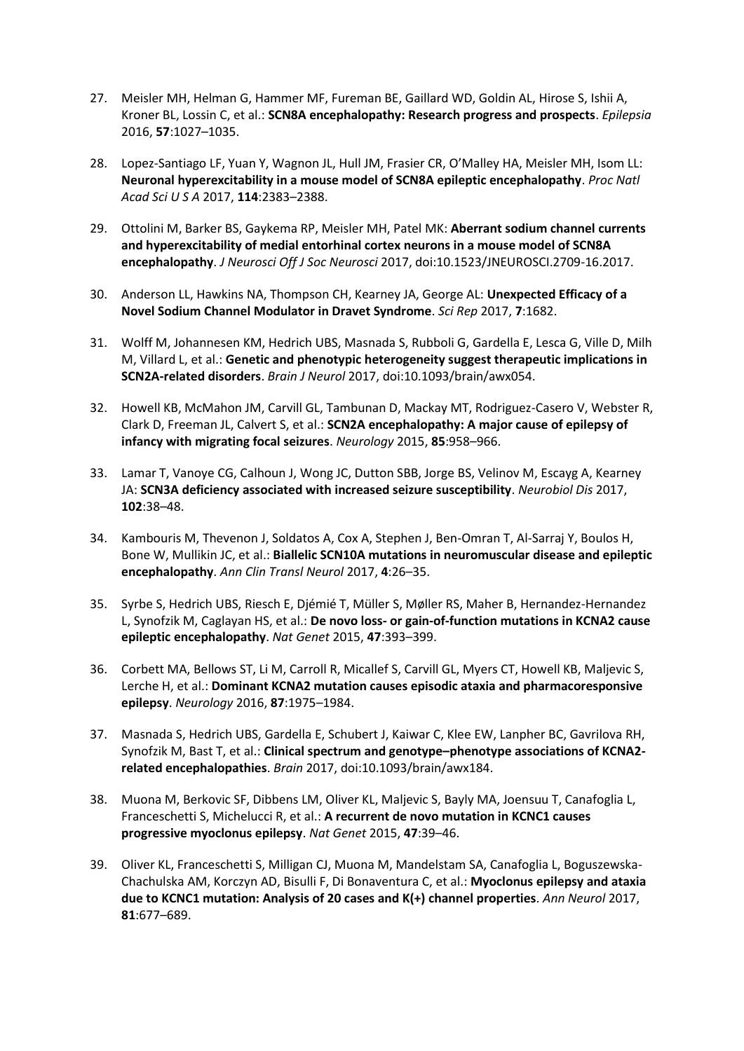27. Meisler MH, Helman G, Hammer MF, Fureman BE, Gaillard WD, Goldin AL, Hirose S, Ishii A, Kroner BL, Lossin C, et al.: **SCN8A encephalopathy: Research progress and prospects**. *Epilepsia* 2016, **57**:1027–1035.

28. Lopez-Santiago LF, Yuan Y, Wagnon JL, Hull JM, Frasier CR, O'Malley HA, Meisler MH, Isom LL: **Neuronal hyperexcitability in a mouse model of SCN8A epileptic encephalopathy**. *Proc Natl Acad Sci U S A* 2017, **114**:2383–2388.

29. Ottolini M, Barker BS, Gaykema RP, Meisler MH, Patel MK: **Aberrant sodium channel currents and hyperexcitability of medial entorhinal cortex neurons in a mouse model of SCN8A encephalopathy**. *J Neurosci Off J Soc Neurosci* 2017, doi:10.1523/JNEUROSCI.2709-16.2017.

30. Anderson LL, Hawkins NA, Thompson CH, Kearney JA, George AL: **Unexpected Efficacy of a Novel Sodium Channel Modulator in Dravet Syndrome**. *Sci Rep* 2017, **7**:1682.

31. Wolff M, Johannesen KM, Hedrich UBS, Masnada S, Rubboli G, Gardella E, Lesca G, Ville D, Milh M, Villard L, et al.: **Genetic and phenotypic heterogeneity suggest therapeutic implications in SCN2A-related disorders**. *Brain J Neurol* 2017, doi:10.1093/brain/awx054.

32. Howell KB, McMahon JM, Carvill GL, Tambunan D, Mackay MT, Rodriguez-Casero V, Webster R, Clark D, Freeman JL, Calvert S, et al.: **SCN2A encephalopathy: A major cause of epilepsy of infancy with migrating focal seizures**. *Neurology* 2015, **85**:958–966.

33. Lamar T, Vanoye CG, Calhoun J, Wong JC, Dutton SBB, Jorge BS, Velinov M, Escayg A, Kearney JA: **SCN3A deficiency associated with increased seizure susceptibility**. *Neurobiol Dis* 2017, **102**:38–48.

34. Kambouris M, Thevenon J, Soldatos A, Cox A, Stephen J, Ben-Omran T, Al-Sarraj Y, Boulos H, Bone W, Mullikin JC, et al.: **Biallelic SCN10A mutations in neuromuscular disease and epileptic encephalopathy**. *Ann Clin Transl Neurol* 2017, **4**:26–35.

35. Syrbe S, Hedrich UBS, Riesch E, Djémié T, Müller S, Møller RS, Maher B, Hernandez-Hernandez L, Synofzik M, Caglayan HS, et al.: **De novo loss- or gain-of-function mutations in KCNA2 cause epileptic encephalopathy**. *Nat Genet* 2015, **47**:393–399.

36. Corbett MA, Bellows ST, Li M, Carroll R, Micallef S, Carvill GL, Myers CT, Howell KB, Maljevic S, Lerche H, et al.: **Dominant KCNA2 mutation causes episodic ataxia and pharmacoresponsive epilepsy**. *Neurology* 2016, **87**:1975–1984.

37. Masnada S, Hedrich UBS, Gardella E, Schubert J, Kaiwar C, Klee EW, Lanpher BC, Gavrilova RH, Synofzik M, Bast T, et al.: **Clinical spectrum and genotype–phenotype associations of KCNA2-related encephalopathies**. *Brain* 2017, doi:10.1093/brain/awx184.

38. Muona M, Berkovic SF, Dibbens LM, Oliver KL, Maljevic S, Bayly MA, Joensuu T, Canafoglia L, Franceschetti S, Michelucci R, et al.: **A recurrent de novo mutation in KCNC1 causes progressive myoclonus epilepsy**. *Nat Genet* 2015, **47**:39–46.

39. Oliver KL, Franceschetti S, Milligan CJ, Muona M, Mandelstam SA, Canafoglia L, Boguszewska-Chachulska AM, Korczyn AD, Bisulli F, Di Bonaventura C, et al.: **Myoclonus epilepsy and ataxia due to KCNC1 mutation: Analysis of 20 cases and K(+) channel properties**. *Ann Neurol* 2017, **81**:677–689.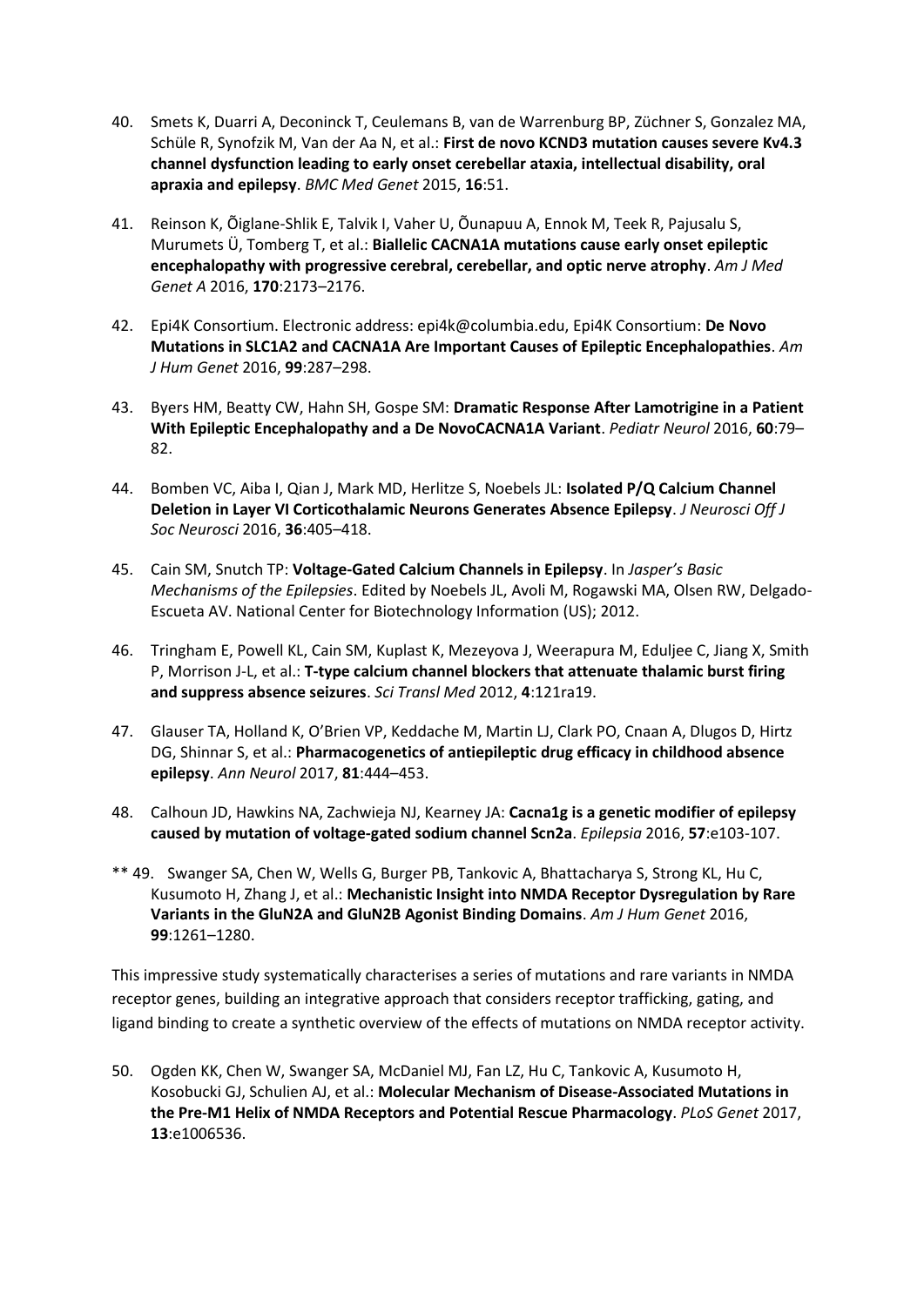40. Smets K, Duarri A, Deconinck T, Ceulemans B, van de Warrenburg BP, Züchner S, Gonzalez MA, Schüle R, Synofzik M, Van der Aa N, et al.: **First de novo KCND3 mutation causes severe Kv4.3 channel dysfunction leading to early onset cerebellar ataxia, intellectual disability, oral apraxia and epilepsy**. *BMC Med Genet* 2015, **16**:51.

41. Reinson K, Õiglane-Shlik E, Talvik I, Vaher U, Õunapuu A, Ennok M, Teek R, Pajusalu S, Murumets Ü, Tomberg T, et al.: **Biallelic CACNA1A mutations cause early onset epileptic encephalopathy with progressive cerebral, cerebellar, and optic nerve atrophy**. *Am J Med Genet A* 2016, **170**:2173–2176.

42. Epi4K Consortium. Electronic address: epi4k@columbia.edu, Epi4K Consortium: **De Novo Mutations in SLC1A2 and CACNA1A Are Important Causes of Epileptic Encephalopathies**. *Am J Hum Genet* 2016, **99**:287–298.

43. Byers HM, Beatty CW, Hahn SH, Gospe SM: **Dramatic Response After Lamotrigine in a Patient With Epileptic Encephalopathy and a De NovoCACNA1A Variant**. *Pediatr Neurol* 2016, **60**:79–82.

44. Bomben VC, Aiba I, Qian J, Mark MD, Herlitze S, Noebels JL: **Isolated P/Q Calcium Channel Deletion in Layer VI Corticothalamic Neurons Generates Absence Epilepsy**. *J Neurosci Off J Soc Neurosci* 2016, **36**:405–418.

45. Cain SM, Snutch TP: **Voltage-Gated Calcium Channels in Epilepsy**. In *Jasper's Basic Mechanisms of the Epilepsies*. Edited by Noebels JL, Avoli M, Rogawski MA, Olsen RW, Delgado-Escueta AV. National Center for Biotechnology Information (US); 2012.

46. Tringham E, Powell KL, Cain SM, Kuplast K, Mezeyova J, Weerapura M, Eduljee C, Jiang X, Smith P, Morrison J-L, et al.: **T-type calcium channel blockers that attenuate thalamic burst firing and suppress absence seizures**. *Sci Transl Med* 2012, **4**:121ra19.

47. Glauser TA, Holland K, O'Brien VP, Keddache M, Martin LJ, Clark PO, Cnaan A, Dlugos D, Hirtz DG, Shinnar S, et al.: **Pharmacogenetics of antiepileptic drug efficacy in childhood absence epilepsy**. *Ann Neurol* 2017, **81**:444–453.

48. Calhoun JD, Hawkins NA, Zachwieja NJ, Kearney JA: **Cacna1g is a genetic modifier of epilepsy caused by mutation of voltage-gated sodium channel Scn2a**. *Epilepsia* 2016, **57**:e103-107.

** 49. Swanger SA, Chen W, Wells G, Burger PB, Tankovic A, Bhattacharya S, Strong KL, Hu C, Kusumoto H, Zhang J, et al.: **Mechanistic Insight into NMDA Receptor Dysregulation by Rare Variants in the GluN2A and GluN2B Agonist Binding Domains**. *Am J Hum Genet* 2016, **99**:1261–1280.

This impressive study systematically characterises a series of mutations and rare variants in NMDA receptor genes, building an integrative approach that considers receptor trafficking, gating, and ligand binding to create a synthetic overview of the effects of mutations on NMDA receptor activity.

50. Ogden KK, Chen W, Swanger SA, McDaniel MJ, Fan LZ, Hu C, Tankovic A, Kusumoto H, Kosobucki GJ, Schulien AJ, et al.: **Molecular Mechanism of Disease-Associated Mutations in the Pre-M1 Helix of NMDA Receptors and Potential Rescue Pharmacology**. *PLoS Genet* 2017, **13**:e1006536.